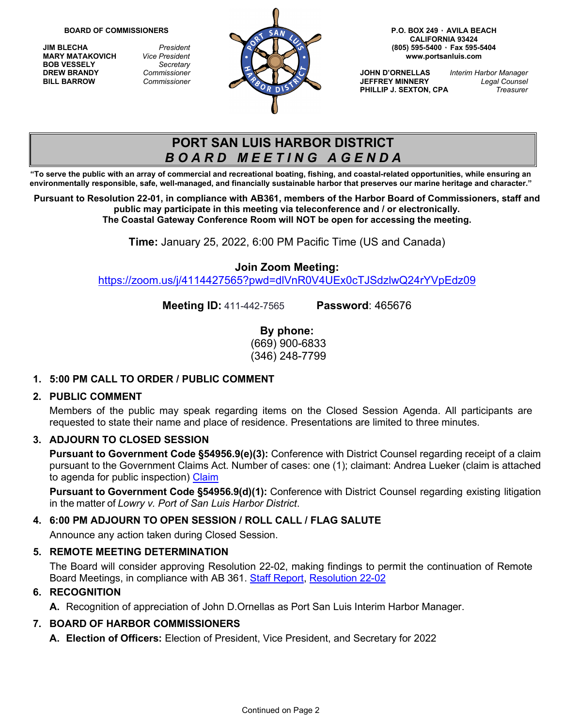**BOARD OF COMMISSIONERS**

| | |
|---|---|
| **JIM BLECHA** | *President* |
| **MARY MATAKOVICH** | *Vice President* |
| **BOB VESSELY** | *Secretary* |
| **DREW BRANDY** | *Commissioner* |
| **BILL BARROW** | *Commissioner* |

**P.O. BOX 249 · AVILA BEACH**
**CALIFORNIA 93424**
**(805) 595-5400 · Fax 595-5404**
**www.portsanluis.com**

| | |
|---|---|
| **JOHN D'ORNELLAS** | *Interim Harbor Manager* |
| **JEFFREY MINNERY** | *Legal Counsel* |
| **PHILLIP J. SEXTON, CPA** | *Treasurer* |

# PORT SAN LUIS HARBOR DISTRICT
## *BOARD MEETING AGENDA*

**"To serve the public with an array of commercial and recreational boating, fishing, and coastal-related opportunities, while ensuring an environmentally responsible, safe, well-managed, and financially sustainable harbor that preserves our marine heritage and character."**

**Pursuant to Resolution 22-01, in compliance with AB361, members of the Harbor Board of Commissioners, staff and public may participate in this meeting via teleconference and / or electronically.**
**The Coastal Gateway Conference Room will NOT be open for accessing the meeting.**

**Time:** January 25, 2022, 6:00 PM Pacific Time (US and Canada)

**Join Zoom Meeting:**
https://zoom.us/j/4114427565?pwd=dlVnR0V4UEx0cTJSdzlwQ24rYVpEdz09

**Meeting ID:** 411-442-7565 **Password**: 465676

**By phone:**
(669) 900-6833
(346) 248-7799

1. **5:00 PM CALL TO ORDER / PUBLIC COMMENT**

2. **PUBLIC COMMENT**

   Members of the public may speak regarding items on the Closed Session Agenda. All participants are requested to state their name and place of residence. Presentations are limited to three minutes.

3. **ADJOURN TO CLOSED SESSION**

   **Pursuant to Government Code §54956.9(e)(3):** Conference with District Counsel regarding receipt of a claim pursuant to the Government Claims Act. Number of cases: one (1); claimant: Andrea Lueker (claim is attached to agenda for public inspection) Claim

   **Pursuant to Government Code §54956.9(d)(1):** Conference with District Counsel regarding existing litigation in the matter of *Lowry v. Port of San Luis Harbor District*.

4. **6:00 PM ADJOURN TO OPEN SESSION / ROLL CALL / FLAG SALUTE**

   Announce any action taken during Closed Session.

5. **REMOTE MEETING DETERMINATION**

   The Board will consider approving Resolution 22-02, making findings to permit the continuation of Remote Board Meetings, in compliance with AB 361. Staff Report, Resolution 22-02

6. **RECOGNITION**

   **A.** Recognition of appreciation of John D.Ornellas as Port San Luis Interim Harbor Manager.

7. **BOARD OF HARBOR COMMISSIONERS**

   **A. Election of Officers:** Election of President, Vice President, and Secretary for 2022

Continued on Page 2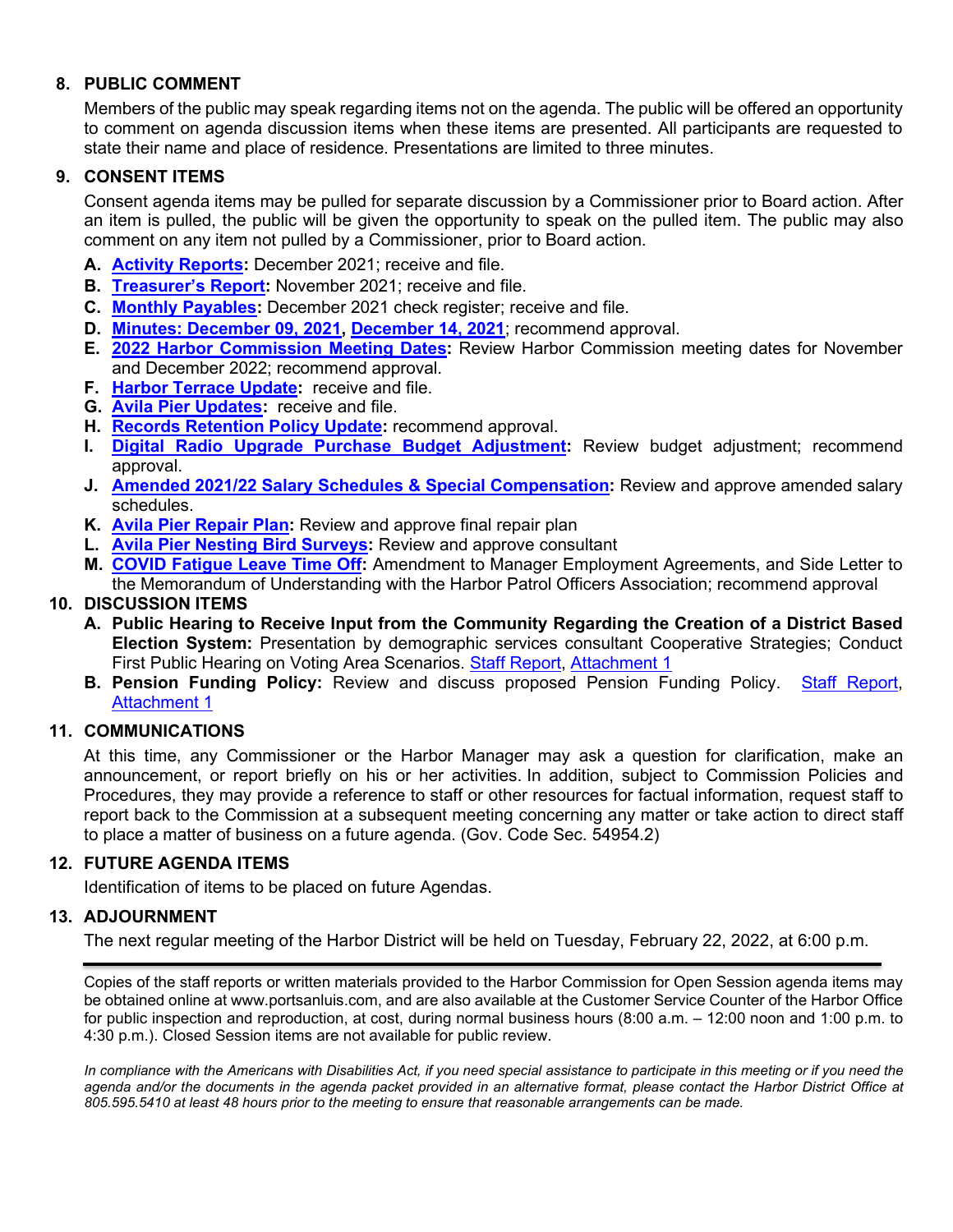## 8. PUBLIC COMMENT

Members of the public may speak regarding items not on the agenda. The public will be offered an opportunity to comment on agenda discussion items when these items are presented. All participants are requested to state their name and place of residence. Presentations are limited to three minutes.

## 9. CONSENT ITEMS

Consent agenda items may be pulled for separate discussion by a Commissioner prior to Board action. After an item is pulled, the public will be given the opportunity to speak on the pulled item. The public may also comment on any item not pulled by a Commissioner, prior to Board action.

- **A. Activity Reports:** December 2021; receive and file.
- **B. Treasurer's Report:** November 2021; receive and file.
- **C. Monthly Payables:** December 2021 check register; receive and file.
- **D. Minutes: December 09, 2021, December 14, 2021**; recommend approval.
- **E. 2022 Harbor Commission Meeting Dates:** Review Harbor Commission meeting dates for November and December 2022; recommend approval.
- **F. Harbor Terrace Update:** receive and file.
- **G. Avila Pier Updates:** receive and file.
- **H. Records Retention Policy Update:** recommend approval.
- **I. Digital Radio Upgrade Purchase Budget Adjustment:** Review budget adjustment; recommend approval.
- **J. Amended 2021/22 Salary Schedules & Special Compensation:** Review and approve amended salary schedules.
- **K. Avila Pier Repair Plan:** Review and approve final repair plan
- **L. Avila Pier Nesting Bird Surveys:** Review and approve consultant
- **M. COVID Fatigue Leave Time Off:** Amendment to Manager Employment Agreements, and Side Letter to the Memorandum of Understanding with the Harbor Patrol Officers Association; recommend approval

## 10. DISCUSSION ITEMS

- **A. Public Hearing to Receive Input from the Community Regarding the Creation of a District Based Election System:** Presentation by demographic services consultant Cooperative Strategies; Conduct First Public Hearing on Voting Area Scenarios. Staff Report, Attachment 1
- **B. Pension Funding Policy:** Review and discuss proposed Pension Funding Policy. Staff Report, Attachment 1

## 11. COMMUNICATIONS

At this time, any Commissioner or the Harbor Manager may ask a question for clarification, make an announcement, or report briefly on his or her activities. In addition, subject to Commission Policies and Procedures, they may provide a reference to staff or other resources for factual information, request staff to report back to the Commission at a subsequent meeting concerning any matter or take action to direct staff to place a matter of business on a future agenda. (Gov. Code Sec. 54954.2)

## 12. FUTURE AGENDA ITEMS

Identification of items to be placed on future Agendas.

## 13. ADJOURNMENT

The next regular meeting of the Harbor District will be held on Tuesday, February 22, 2022, at 6:00 p.m.

---

Copies of the staff reports or written materials provided to the Harbor Commission for Open Session agenda items may be obtained online at www.portsanluis.com, and are also available at the Customer Service Counter of the Harbor Office for public inspection and reproduction, at cost, during normal business hours (8:00 a.m. – 12:00 noon and 1:00 p.m. to 4:30 p.m.). Closed Session items are not available for public review.

*In compliance with the Americans with Disabilities Act, if you need special assistance to participate in this meeting or if you need the agenda and/or the documents in the agenda packet provided in an alternative format, please contact the Harbor District Office at 805.595.5410 at least 48 hours prior to the meeting to ensure that reasonable arrangements can be made.*